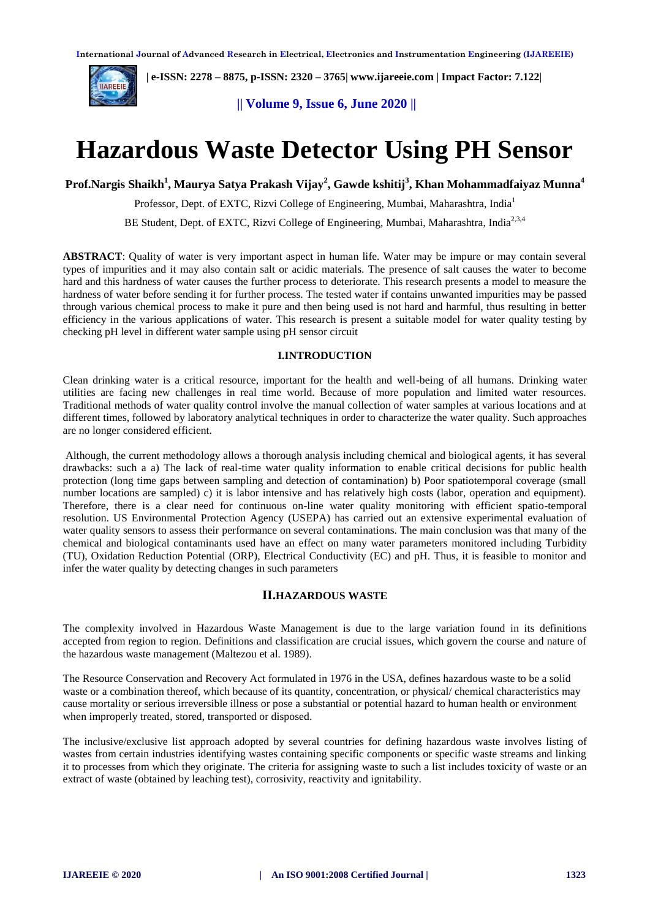# Hazardous Waste Detector Using PH Sensor

**Prof.Nargis Shaikh[1], Maurya Satya Prakash Vijay[2], Gawde kshitij[3], Khan Mohammadfaiyaz Munna[4]**

Professor, Dept. of EXTC, Rizvi College of Engineering, Mumbai, Maharashtra, India[1]

BE Student, Dept. of EXTC, Rizvi College of Engineering, Mumbai, Maharashtra, India[2,3,4]

**ABSTRACT**: Quality of water is very important aspect in human life. Water may be impure or may contain several types of impurities and it may also contain salt or acidic materials. The presence of salt causes the water to become hard and this hardness of water causes the further process to deteriorate. This research presents a model to measure the hardness of water before sending it for further process. The tested water if contains unwanted impurities may be passed through various chemical process to make it pure and then being used is not hard and harmful, thus resulting in better efficiency in the various applications of water. This research is present a suitable model for water quality testing by checking pH level in different water sample using pH sensor circuit

## I.INTRODUCTION

Clean drinking water is a critical resource, important for the health and well-being of all humans. Drinking water utilities are facing new challenges in real time world. Because of more population and limited water resources. Traditional methods of water quality control involve the manual collection of water samples at various locations and at different times, followed by laboratory analytical techniques in order to characterize the water quality. Such approaches are no longer considered efficient.

Although, the current methodology allows a thorough analysis including chemical and biological agents, it has several drawbacks: such a a) The lack of real-time water quality information to enable critical decisions for public health protection (long time gaps between sampling and detection of contamination) b) Poor spatiotemporal coverage (small number locations are sampled) c) it is labor intensive and has relatively high costs (labor, operation and equipment). Therefore, there is a clear need for continuous on-line water quality monitoring with efficient spatio-temporal resolution. US Environmental Protection Agency (USEPA) has carried out an extensive experimental evaluation of water quality sensors to assess their performance on several contaminations. The main conclusion was that many of the chemical and biological contaminants used have an effect on many water parameters monitored including Turbidity (TU), Oxidation Reduction Potential (ORP), Electrical Conductivity (EC) and pH. Thus, it is feasible to monitor and infer the water quality by detecting changes in such parameters

## II.HAZARDOUS WASTE

The complexity involved in Hazardous Waste Management is due to the large variation found in its definitions accepted from region to region. Definitions and classification are crucial issues, which govern the course and nature of the hazardous waste management (Maltezou et al. 1989).

The Resource Conservation and Recovery Act formulated in 1976 in the USA, defines hazardous waste to be a solid waste or a combination thereof, which because of its quantity, concentration, or physical/ chemical characteristics may cause mortality or serious irreversible illness or pose a substantial or potential hazard to human health or environment when improperly treated, stored, transported or disposed.

The inclusive/exclusive list approach adopted by several countries for defining hazardous waste involves listing of wastes from certain industries identifying wastes containing specific components or specific waste streams and linking it to processes from which they originate. The criteria for assigning waste to such a list includes toxicity of waste or an extract of waste (obtained by leaching test), corrosivity, reactivity and ignitability.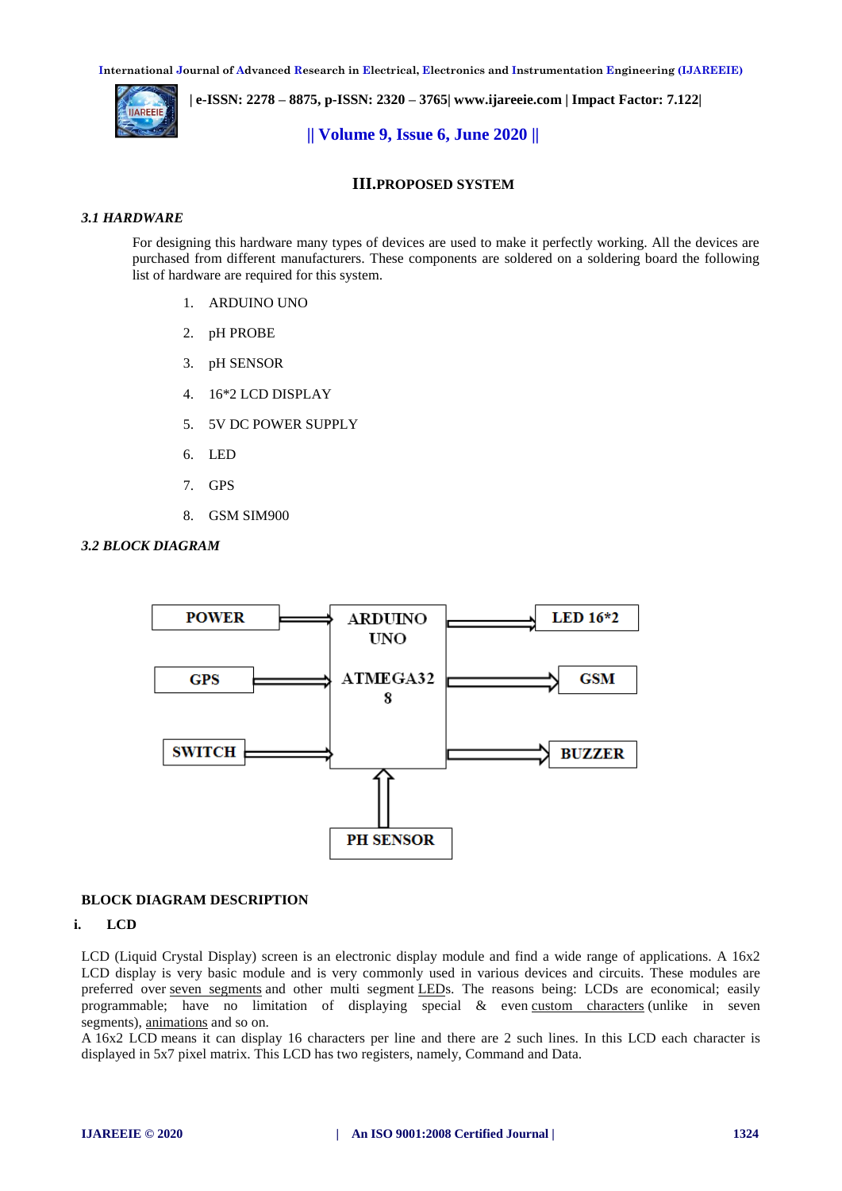## III. PROPOSED SYSTEM

### *3.1 HARDWARE*

For designing this hardware many types of devices are used to make it perfectly working. All the devices are purchased from different manufacturers. These components are soldered on a soldering board the following list of hardware are required for this system.

1. ARDUINO UNO
2. pH PROBE
3. pH SENSOR
4. 16*2 LCD DISPLAY
5. 5V DC POWER SUPPLY
6. LED
7. GPS
8. GSM SIM900

### *3.2 BLOCK DIAGRAM*

POWER → ARDUINO UNO ATMEGA328

GPS → ARDUINO UNO ATMEGA328

SWITCH → ARDUINO UNO ATMEGA328

PH SENSOR → ARDUINO UNO ATMEGA328

ARDUINO UNO ATMEGA328 → LED 16*2

ARDUINO UNO ATMEGA328 → GSM

ARDUINO UNO ATMEGA328 → BUZZER

**BLOCK DIAGRAM DESCRIPTION**

**i. LCD**

LCD (Liquid Crystal Display) screen is an electronic display module and find a wide range of applications. A 16x2 LCD display is very basic module and is very commonly used in various devices and circuits. These modules are preferred over seven segments and other multi segment LEDs. The reasons being: LCDs are economical; easily programmable; have no limitation of displaying special & even custom characters (unlike in seven segments), animations and so on.

A 16x2 LCD means it can display 16 characters per line and there are 2 such lines. In this LCD each character is displayed in 5x7 pixel matrix. This LCD has two registers, namely, Command and Data.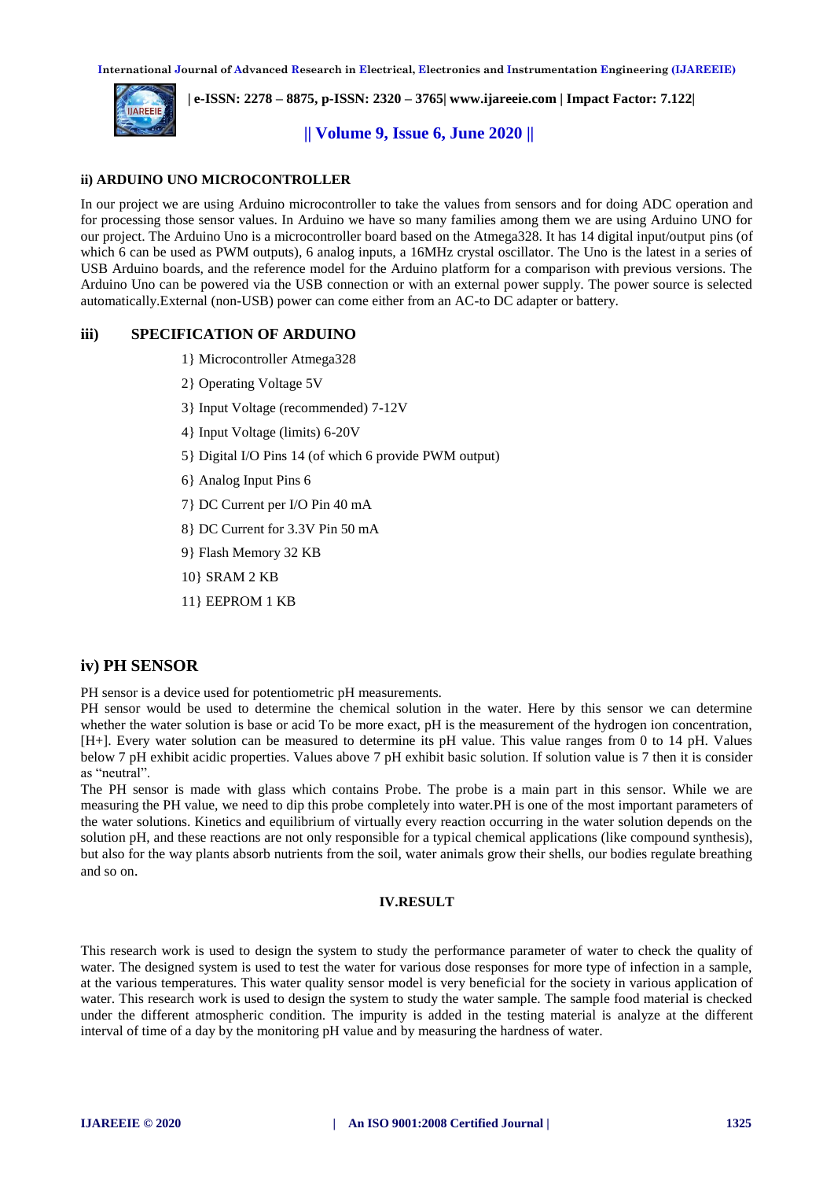### ii) ARDUINO UNO MICROCONTROLLER

In our project we are using Arduino microcontroller to take the values from sensors and for doing ADC operation and for processing those sensor values. In Arduino we have so many families among them we are using Arduino UNO for our project. The Arduino Uno is a microcontroller board based on the Atmega328. It has 14 digital input/output pins (of which 6 can be used as PWM outputs), 6 analog inputs, a 16MHz crystal oscillator. The Uno is the latest in a series of USB Arduino boards, and the reference model for the Arduino platform for a comparison with previous versions. The Arduino Uno can be powered via the USB connection or with an external power supply. The power source is selected automatically.External (non-USB) power can come either from an AC-to DC adapter or battery.

### iii) SPECIFICATION OF ARDUINO

1} Microcontroller Atmega328

2} Operating Voltage 5V

3} Input Voltage (recommended) 7-12V

4} Input Voltage (limits) 6-20V

5} Digital I/O Pins 14 (of which 6 provide PWM output)

6} Analog Input Pins 6

7} DC Current per I/O Pin 40 mA

8} DC Current for 3.3V Pin 50 mA

9} Flash Memory 32 KB

10} SRAM 2 KB

11} EEPROM 1 KB

## iv) PH SENSOR

PH sensor is a device used for potentiometric pH measurements.

PH sensor would be used to determine the chemical solution in the water. Here by this sensor we can determine whether the water solution is base or acid To be more exact, pH is the measurement of the hydrogen ion concentration, [H+]. Every water solution can be measured to determine its pH value. This value ranges from 0 to 14 pH. Values below 7 pH exhibit acidic properties. Values above 7 pH exhibit basic solution. If solution value is 7 then it is consider as “neutral”.

The PH sensor is made with glass which contains Probe. The probe is a main part in this sensor. While we are measuring the PH value, we need to dip this probe completely into water.PH is one of the most important parameters of the water solutions. Kinetics and equilibrium of virtually every reaction occurring in the water solution depends on the solution pH, and these reactions are not only responsible for a typical chemical applications (like compound synthesis), but also for the way plants absorb nutrients from the soil, water animals grow their shells, our bodies regulate breathing and so on.

## IV.RESULT

This research work is used to design the system to study the performance parameter of water to check the quality of water. The designed system is used to test the water for various dose responses for more type of infection in a sample, at the various temperatures. This water quality sensor model is very beneficial for the society in various application of water. This research work is used to design the system to study the water sample. The sample food material is checked under the different atmospheric condition. The impurity is added in the testing material is analyze at the different interval of time of a day by the monitoring pH value and by measuring the hardness of water.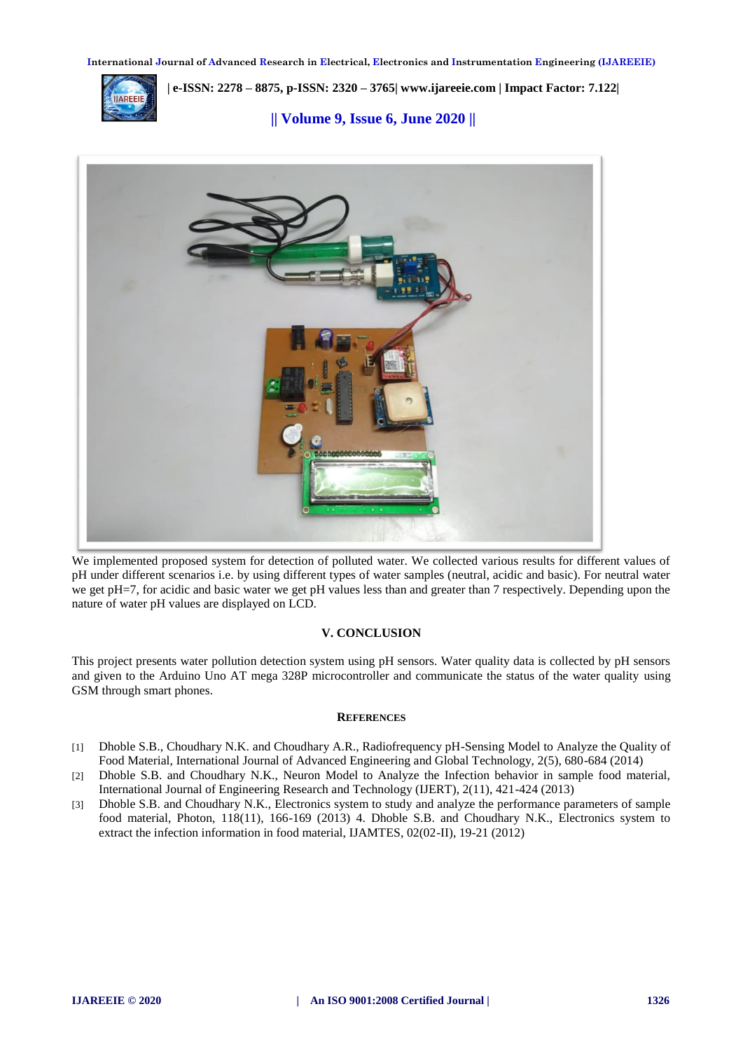We implemented proposed system for detection of polluted water. We collected various results for different values of pH under different scenarios i.e. by using different types of water samples (neutral, acidic and basic). For neutral water we get pH=7, for acidic and basic water we get pH values less than and greater than 7 respectively. Depending upon the nature of water pH values are displayed on LCD.

## V. CONCLUSION

This project presents water pollution detection system using pH sensors. Water quality data is collected by pH sensors and given to the Arduino Uno AT mega 328P microcontroller and communicate the status of the water quality using GSM through smart phones.

## REFERENCES

[1] Dhoble S.B., Choudhary N.K. and Choudhary A.R., Radiofrequency pH-Sensing Model to Analyze the Quality of Food Material, International Journal of Advanced Engineering and Global Technology, 2(5), 680-684 (2014)

[2] Dhoble S.B. and Choudhary N.K., Neuron Model to Analyze the Infection behavior in sample food material, International Journal of Engineering Research and Technology (IJERT), 2(11), 421-424 (2013)

[3] Dhoble S.B. and Choudhary N.K., Electronics system to study and analyze the performance parameters of sample food material, Photon, 118(11), 166-169 (2013) 4. Dhoble S.B. and Choudhary N.K., Electronics system to extract the infection information in food material, IJAMTES, 02(02-II), 19-21 (2012)